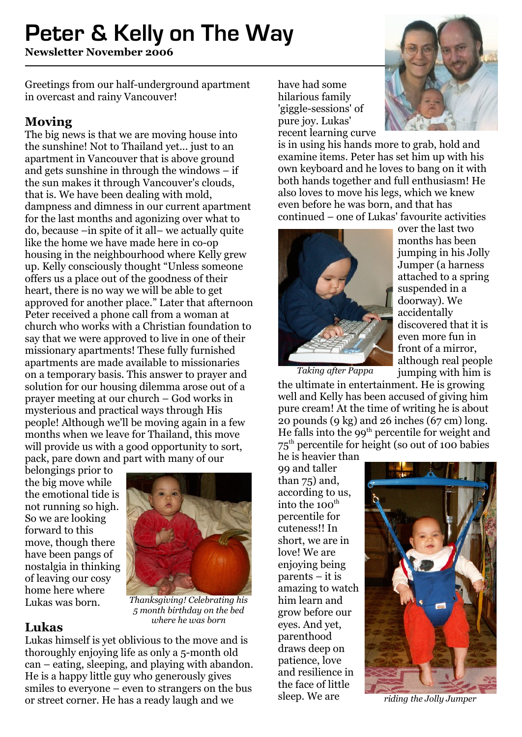# Peter & Kelly on The Way

**Newsletter November 2006**

Greetings from our half-underground apartment in overcast and rainy Vancouver!

## Moving

The big news is that we are moving house into the sunshine! Not to Thailand yet... just to an apartment in Vancouver that is above ground and gets sunshine in through the windows – if the sun makes it through Vancouver's clouds, that is. We have been dealing with mold, dampness and dimness in our current apartment for the last months and agonizing over what to do, because –in spite of it all– we actually quite like the home we have made here in co-op housing in the neighbourhood where Kelly grew up. Kelly consciously thought "Unless someone offers us a place out of the goodness of their heart, there is no way we will be able to get approved for another place." Later that afternoon Peter received a phone call from a woman at church who works with a Christian foundation to say that we were approved to live in one of their missionary apartments! These fully furnished apartments are made available to missionaries on a temporary basis. This answer to prayer and solution for our housing dilemma arose out of a prayer meeting at our church – God works in mysterious and practical ways through His people! Although we'll be moving again in a few months when we leave for Thailand, this move will provide us with a good opportunity to sort, pack, pare down and part with many of our belongings prior to the big move while the emotional tide is not running so high. So we are looking forward to this move, though there have been pangs of nostalgia in thinking of leaving our cosy home here where Lukas was born.

*Thanksgiving! Celebrating his 5 month birthday on the bed where he was born*

## Lukas

Lukas himself is yet oblivious to the move and is thoroughly enjoying life as only a 5-month old can – eating, sleeping, and playing with abandon. He is a happy little guy who generously gives smiles to everyone – even to strangers on the bus or street corner. He has a ready laugh and we have had some hilarious family 'giggle-sessions' of pure joy. Lukas' recent learning curve is in using his hands more to grab, hold and examine items. Peter has set him up with his own keyboard and he loves to bang on it with both hands together and full enthusiasm! He also loves to move his legs, which we knew even before he was born, and that has continued – one of Lukas' favourite activities over the last two months has been jumping in his Jolly Jumper (a harness attached to a spring suspended in a doorway). We accidentally discovered that it is even more fun in front of a mirror, although real people jumping with him is the ultimate in entertainment. He is growing well and Kelly has been accused of giving him pure cream! At the time of writing he is about 20 pounds (9 kg) and 26 inches (67 cm) long. He falls into the 99th percentile for weight and 75th percentile for height (so out of 100 babies he is heavier than 99 and taller than 75) and, according to us, into the 100th percentile for cuteness!! In short, we are in love! We are enjoying being parents – it is amazing to watch him learn and grow before our eyes. And yet, parenthood draws deep on patience, love and resilience in the face of little sleep. We are

*Taking after Pappa*

*riding the Jolly Jumper*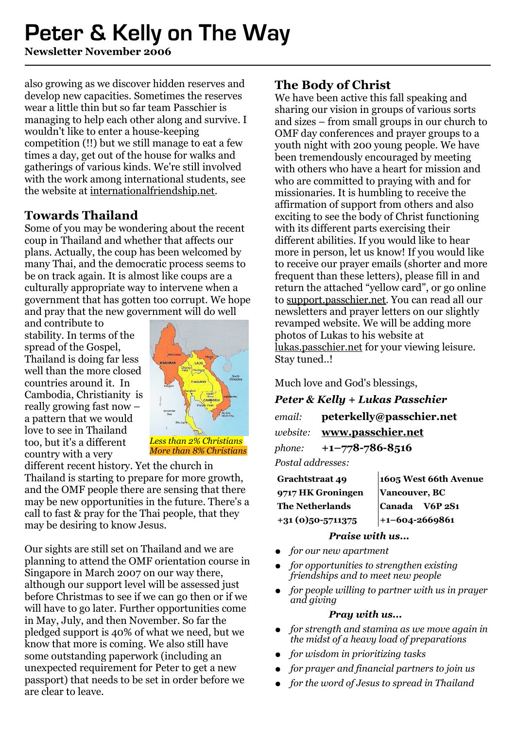# Peter & Kelly on The Way

**Newsletter November 2006**

also growing as we discover hidden reserves and develop new capacities. Sometimes the reserves wear a little thin but so far team Passchier is managing to help each other along and survive. I wouldn't like to enter a house-keeping competition (!!) but we still manage to eat a few times a day, get out of the house for walks and gatherings of various kinds. We're still involved with the work among international students, see the website at internationalfriendship.net.

## Towards Thailand

Some of you may be wondering about the recent coup in Thailand and whether that affects our plans. Actually, the coup has been welcomed by many Thai, and the democratic process seems to be on track again. It is almost like coups are a culturally appropriate way to intervene when a government that has gotten too corrupt. We hope and pray that the new government will do well and contribute to stability. In terms of the spread of the Gospel, Thailand is doing far less well than the more closed countries around it. In Cambodia, Christianity is really growing fast now – a pattern that we would love to see in Thailand too, but it's a different country with a very different recent history. Yet the church in Thailand is starting to prepare for more growth, and the OMF people there are sensing that there may be new opportunities in the future. There's a call to fast & pray for the Thai people, that they may be desiring to know Jesus.

*Less than 2% Christians*
*More than 8% Christians*

Our sights are still set on Thailand and we are planning to attend the OMF orientation course in Singapore in March 2007 on our way there, although our support level will be assessed just before Christmas to see if we can go then or if we will have to go later. Further opportunities come in May, July, and then November. So far the pledged support is 40% of what we need, but we know that more is coming. We also still have some outstanding paperwork (including an unexpected requirement for Peter to get a new passport) that needs to be set in order before we are clear to leave.

## The Body of Christ

We have been active this fall speaking and sharing our vision in groups of various sorts and sizes – from small groups in our church to OMF day conferences and prayer groups to a youth night with 200 young people. We have been tremendously encouraged by meeting with others who have a heart for mission and who are committed to praying with and for missionaries. It is humbling to receive the affirmation of support from others and also exciting to see the body of Christ functioning with its different parts exercising their different abilities. If you would like to hear more in person, let us know! If you would like to receive our prayer emails (shorter and more frequent than these letters), please fill in and return the attached "yellow card", or go online to support.passchier.net. You can read all our newsletters and prayer letters on our slightly revamped website. We will be adding more photos of Lukas to his website at lukas.passchier.net for your viewing leisure. Stay tuned..!

Much love and God's blessings,

***Peter & Kelly + Lukas Passchier***

*email:* **peterkelly@passchier.net**
*website:* **www.passchier.net**
*phone:* **+1–778-786-8516**

*Postal addresses:*

| | |
|---|---|
| **Grachtstraat 49** | **1605 West 66th Avenue** |
| **9717 HK Groningen** | **Vancouver, BC** |
| **The Netherlands** | **Canada V6P 2S1** |
| **+31 (0)50-5711375** | **+1–604-2669861** |

***Praise with us...***

- *for our new apartment*
- *for opportunities to strengthen existing friendships and to meet new people*
- *for people willing to partner with us in prayer and giving*

***Pray with us...***

- *for strength and stamina as we move again in the midst of a heavy load of preparations*
- *for wisdom in prioritizing tasks*
- *for prayer and financial partners to join us*
- *for the word of Jesus to spread in Thailand*